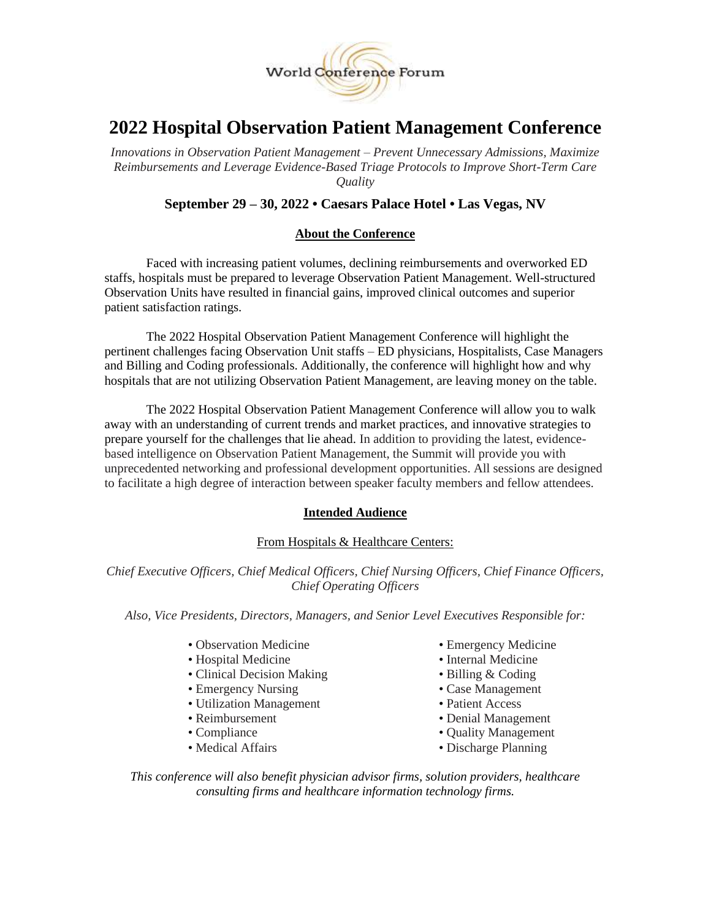World Conference Forum

# 2022 Hospital Observation Patient Management Conference

*Innovations in Observation Patient Management – Prevent Unnecessary Admissions, Maximize Reimbursements and Leverage Evidence-Based Triage Protocols to Improve Short-Term Care Quality*

**September 29 – 30, 2022 • Caesars Palace Hotel • Las Vegas, NV**

## About the Conference

Faced with increasing patient volumes, declining reimbursements and overworked ED staffs, hospitals must be prepared to leverage Observation Patient Management. Well-structured Observation Units have resulted in financial gains, improved clinical outcomes and superior patient satisfaction ratings.

The 2022 Hospital Observation Patient Management Conference will highlight the pertinent challenges facing Observation Unit staffs – ED physicians, Hospitalists, Case Managers and Billing and Coding professionals. Additionally, the conference will highlight how and why hospitals that are not utilizing Observation Patient Management, are leaving money on the table.

The 2022 Hospital Observation Patient Management Conference will allow you to walk away with an understanding of current trends and market practices, and innovative strategies to prepare yourself for the challenges that lie ahead. In addition to providing the latest, evidence-based intelligence on Observation Patient Management, the Summit will provide you with unprecedented networking and professional development opportunities. All sessions are designed to facilitate a high degree of interaction between speaker faculty members and fellow attendees.

## Intended Audience

From Hospitals & Healthcare Centers:

*Chief Executive Officers, Chief Medical Officers, Chief Nursing Officers, Chief Finance Officers, Chief Operating Officers*

*Also, Vice Presidents, Directors, Managers, and Senior Level Executives Responsible for:*

- Observation Medicine
- Hospital Medicine
- Clinical Decision Making
- Emergency Nursing
- Utilization Management
- Reimbursement
- Compliance
- Medical Affairs
- Emergency Medicine
- Internal Medicine
- Billing & Coding
- Case Management
- Patient Access
- Denial Management
- Quality Management
- Discharge Planning

*This conference will also benefit physician advisor firms, solution providers, healthcare consulting firms and healthcare information technology firms.*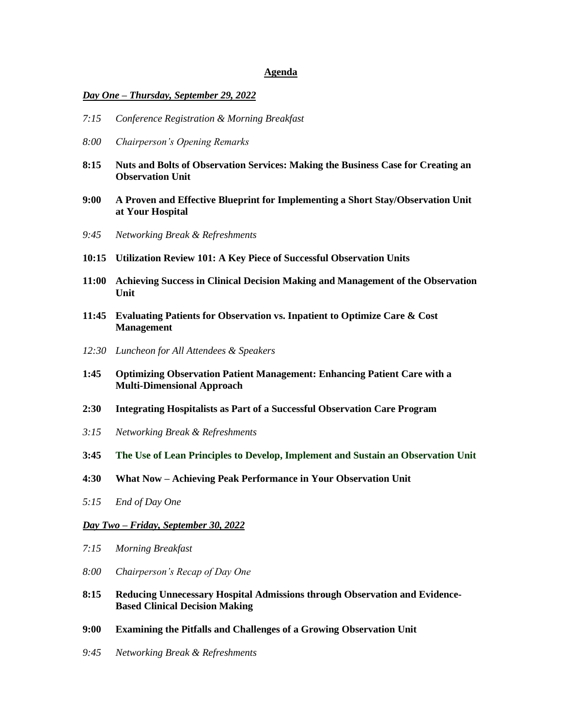## Agenda

***Day One – Thursday, September 29, 2022***

*7:15 Conference Registration & Morning Breakfast*

*8:00 Chairperson's Opening Remarks*

**8:15 Nuts and Bolts of Observation Services: Making the Business Case for Creating an Observation Unit**

**9:00 A Proven and Effective Blueprint for Implementing a Short Stay/Observation Unit at Your Hospital**

*9:45 Networking Break & Refreshments*

**10:15 Utilization Review 101: A Key Piece of Successful Observation Units**

**11:00 Achieving Success in Clinical Decision Making and Management of the Observation Unit**

**11:45 Evaluating Patients for Observation vs. Inpatient to Optimize Care & Cost Management**

*12:30 Luncheon for All Attendees & Speakers*

**1:45 Optimizing Observation Patient Management: Enhancing Patient Care with a Multi-Dimensional Approach**

**2:30 Integrating Hospitalists as Part of a Successful Observation Care Program**

*3:15 Networking Break & Refreshments*

**3:45 The Use of Lean Principles to Develop, Implement and Sustain an Observation Unit**

**4:30 What Now – Achieving Peak Performance in Your Observation Unit**

*5:15 End of Day One*

***Day Two – Friday, September 30, 2022***

*7:15 Morning Breakfast*

*8:00 Chairperson's Recap of Day One*

**8:15 Reducing Unnecessary Hospital Admissions through Observation and Evidence-Based Clinical Decision Making**

**9:00 Examining the Pitfalls and Challenges of a Growing Observation Unit**

*9:45 Networking Break & Refreshments*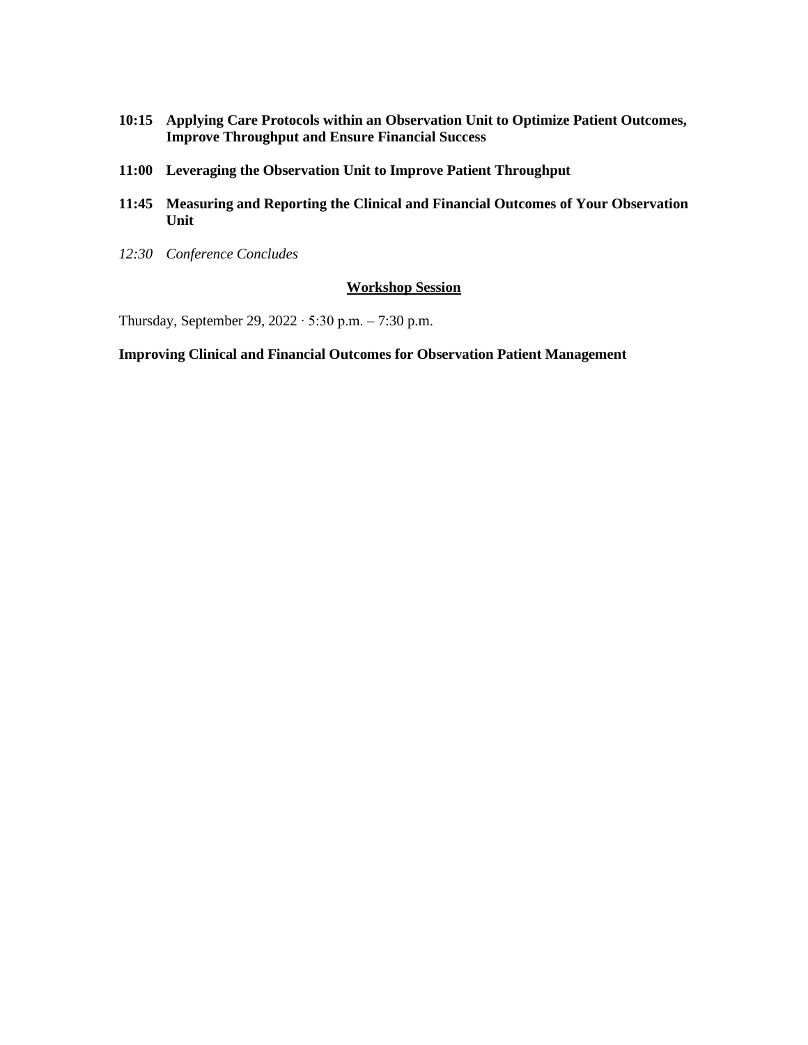**10:15 Applying Care Protocols within an Observation Unit to Optimize Patient Outcomes, Improve Throughput and Ensure Financial Success**

**11:00 Leveraging the Observation Unit to Improve Patient Throughput**

**11:45 Measuring and Reporting the Clinical and Financial Outcomes of Your Observation Unit**

*12:30 Conference Concludes*

## Workshop Session

Thursday, September 29, 2022 · 5:30 p.m. – 7:30 p.m.

**Improving Clinical and Financial Outcomes for Observation Patient Management**